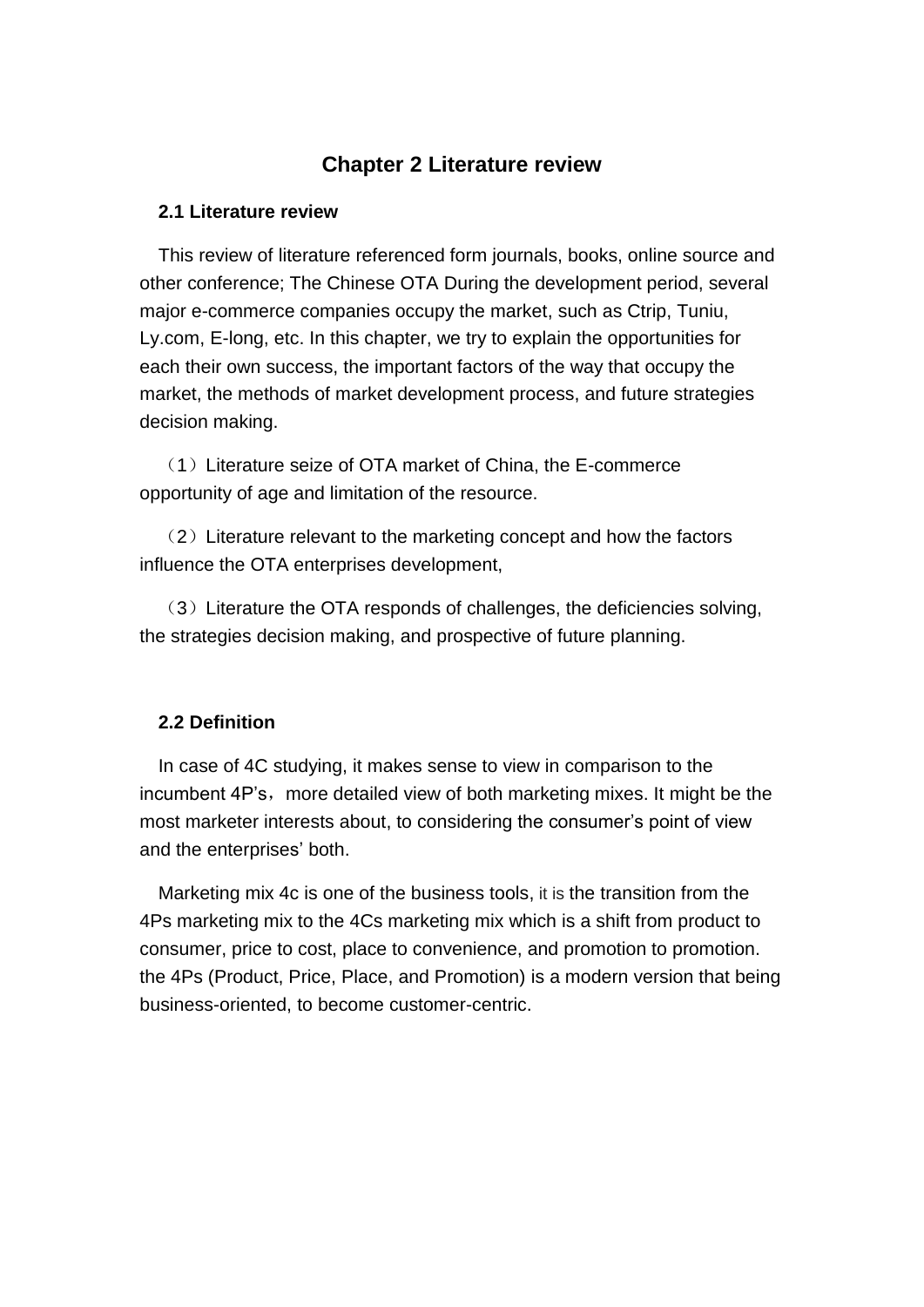# Chapter 2 Literature review

## 2.1 Literature review

This review of literature referenced form journals, books, online source and other conference; The Chinese OTA During the development period, several major e-commerce companies occupy the market, such as Ctrip, Tuniu, Ly.com, E-long, etc. In this chapter, we try to explain the opportunities for each their own success, the important factors of the way that occupy the market, the methods of market development process, and future strategies decision making.

（1）Literature seize of OTA market of China, the E-commerce opportunity of age and limitation of the resource.

（2）Literature relevant to the marketing concept and how the factors influence the OTA enterprises development,

（3）Literature the OTA responds of challenges, the deficiencies solving, the strategies decision making, and prospective of future planning.

## 2.2 Definition

In case of 4C studying, it makes sense to view in comparison to the incumbent 4P's，more detailed view of both marketing mixes. It might be the most marketer interests about, to considering the consumer's point of view and the enterprises' both.

Marketing mix 4c is one of the business tools, it is the transition from the 4Ps marketing mix to the 4Cs marketing mix which is a shift from product to consumer, price to cost, place to convenience, and promotion to promotion. the 4Ps (Product, Price, Place, and Promotion) is a modern version that being business-oriented, to become customer-centric.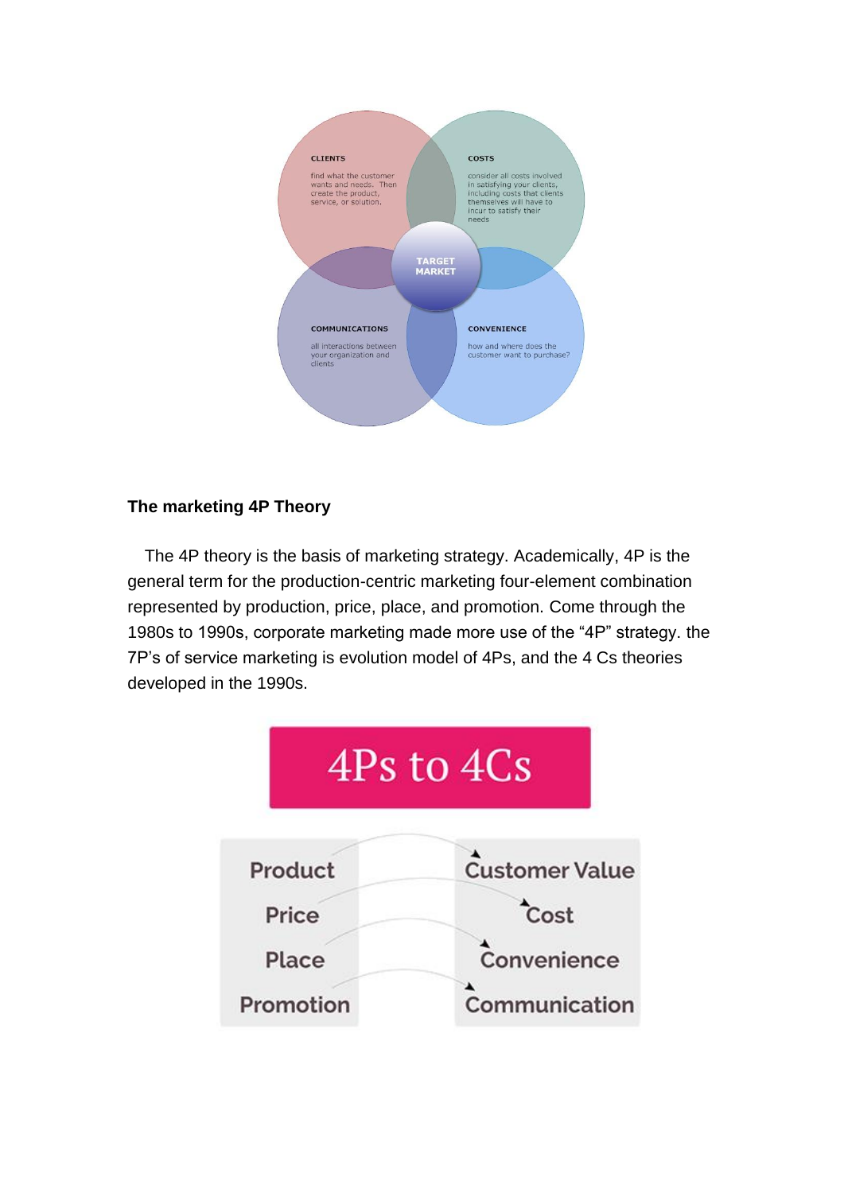CLIENTS

find what the customer wants and needs. Then create the product, service, or solution.

COSTS

consider all costs involved in satisfying your clients, including costs that clients themselves will have to incur to satisfy their needs

TARGET MARKET

COMMUNICATIONS

all interactions between your organization and clients

CONVENIENCE

how and where does the customer want to purchase?

**The marketing 4P Theory**

The 4P theory is the basis of marketing strategy. Academically, 4P is the general term for the production-centric marketing four-element combination represented by production, price, place, and promotion. Come through the 1980s to 1990s, corporate marketing made more use of the "4P" strategy. the 7P's of service marketing is evolution model of 4Ps, and the 4 Cs theories developed in the 1990s.

4Ps to 4Cs

| 4Ps | 4Cs |
| --- | --- |
| Product | Customer Value |
| Price | Cost |
| Place | Convenience |
| Promotion | Communication |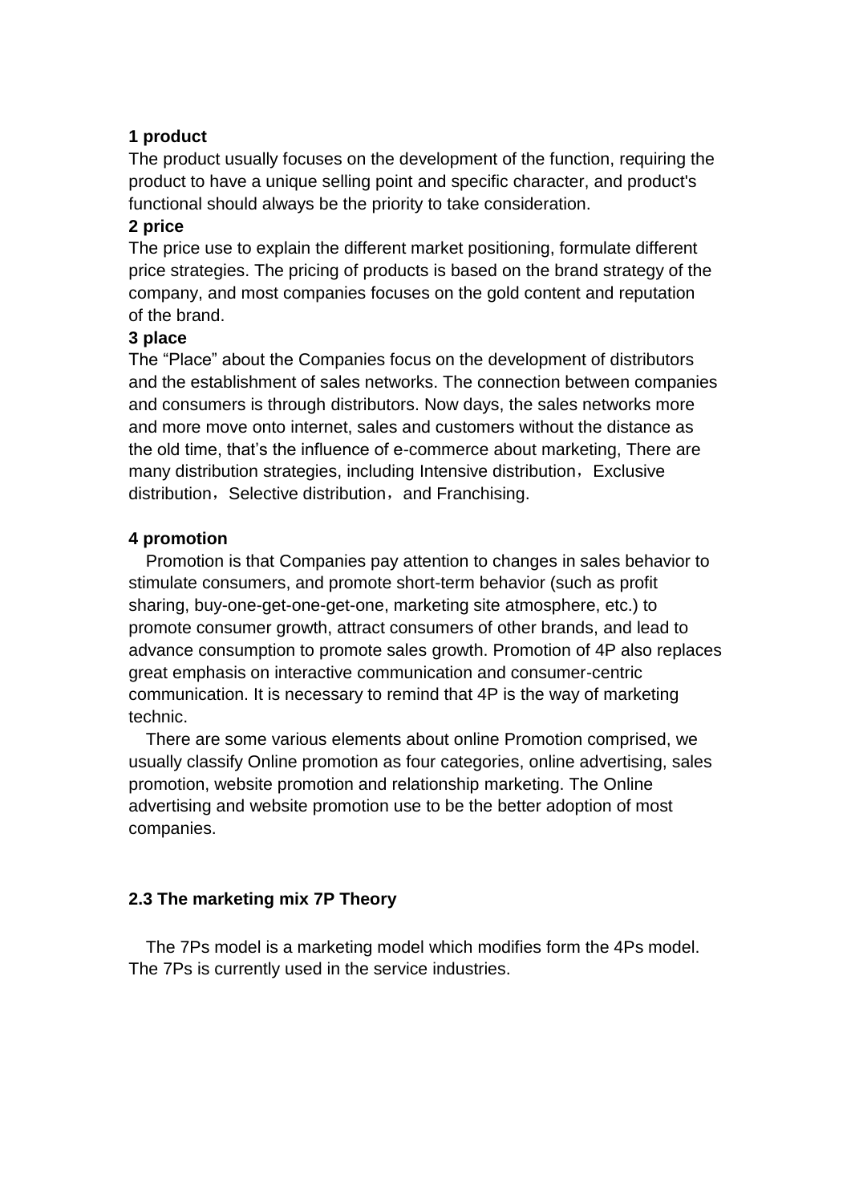**1 product**

The product usually focuses on the development of the function, requiring the product to have a unique selling point and specific character, and product's functional should always be the priority to take consideration.

**2 price**

The price use to explain the different market positioning, formulate different price strategies. The pricing of products is based on the brand strategy of the company, and most companies focuses on the gold content and reputation of the brand.

**3 place**

The "Place" about the Companies focus on the development of distributors and the establishment of sales networks. The connection between companies and consumers is through distributors. Now days, the sales networks more and more move onto internet, sales and customers without the distance as the old time, that's the influence of e-commerce about marketing, There are many distribution strategies, including Intensive distribution，Exclusive distribution，Selective distribution，and Franchising.

**4 promotion**

Promotion is that Companies pay attention to changes in sales behavior to stimulate consumers, and promote short-term behavior (such as profit sharing, buy-one-get-one-get-one, marketing site atmosphere, etc.) to promote consumer growth, attract consumers of other brands, and lead to advance consumption to promote sales growth. Promotion of 4P also replaces great emphasis on interactive communication and consumer-centric communication. It is necessary to remind that 4P is the way of marketing technic.

There are some various elements about online Promotion comprised, we usually classify Online promotion as four categories, online advertising, sales promotion, website promotion and relationship marketing. The Online advertising and website promotion use to be the better adoption of most companies.

**2.3 The marketing mix 7P Theory**

The 7Ps model is a marketing model which modifies form the 4Ps model. The 7Ps is currently used in the service industries.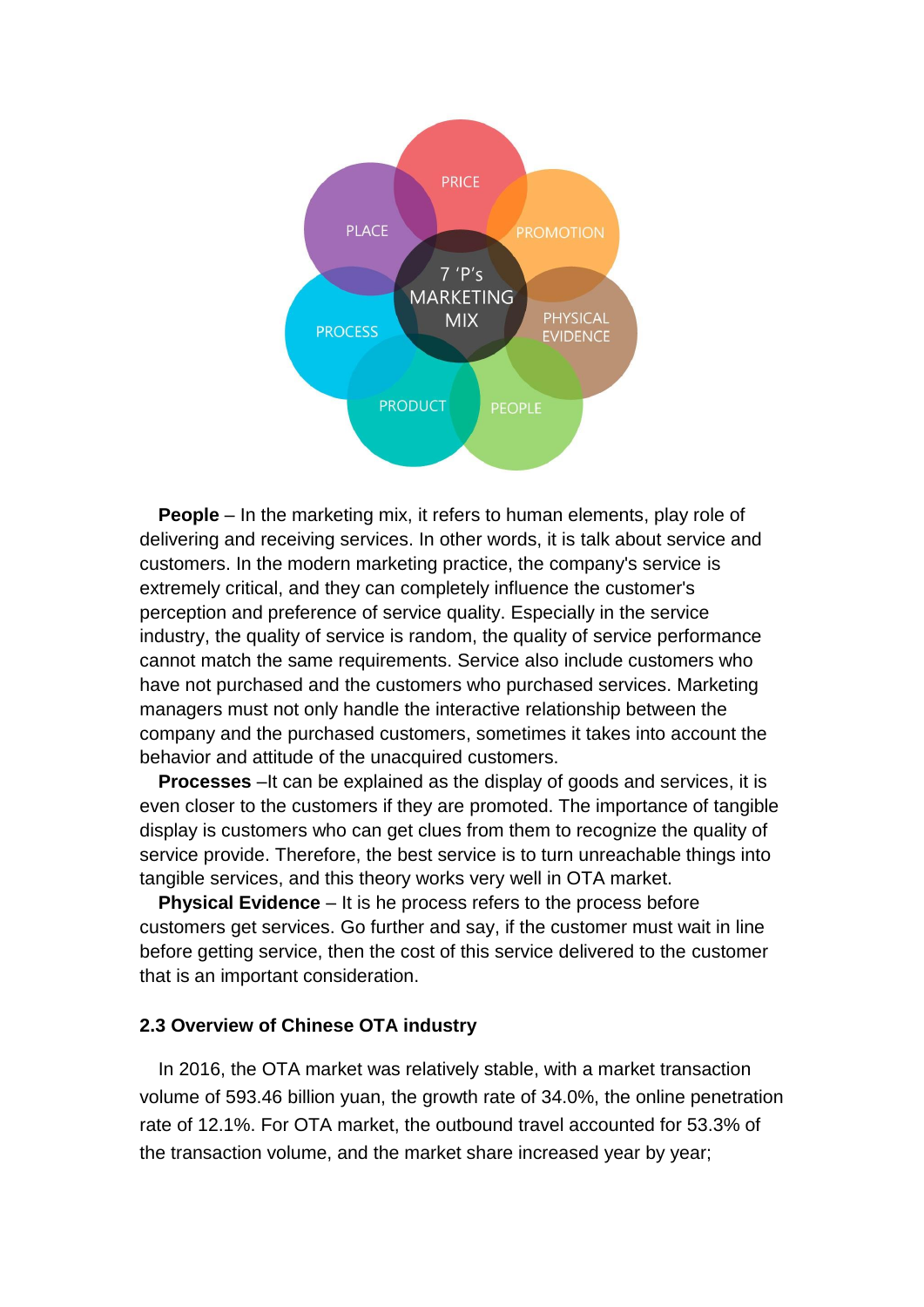**People** – In the marketing mix, it refers to human elements, play role of delivering and receiving services. In other words, it is talk about service and customers. In the modern marketing practice, the company's service is extremely critical, and they can completely influence the customer's perception and preference of service quality. Especially in the service industry, the quality of service is random, the quality of service performance cannot match the same requirements. Service also include customers who have not purchased and the customers who purchased services. Marketing managers must not only handle the interactive relationship between the company and the purchased customers, sometimes it takes into account the behavior and attitude of the unacquired customers.

**Processes** –It can be explained as the display of goods and services, it is even closer to the customers if they are promoted. The importance of tangible display is customers who can get clues from them to recognize the quality of service provide. Therefore, the best service is to turn unreachable things into tangible services, and this theory works very well in OTA market.

**Physical Evidence** – It is he process refers to the process before customers get services. Go further and say, if the customer must wait in line before getting service, then the cost of this service delivered to the customer that is an important consideration.

### 2.3 Overview of Chinese OTA industry

In 2016, the OTA market was relatively stable, with a market transaction volume of 593.46 billion yuan, the growth rate of 34.0%, the online penetration rate of 12.1%. For OTA market, the outbound travel accounted for 53.3% of the transaction volume, and the market share increased year by year;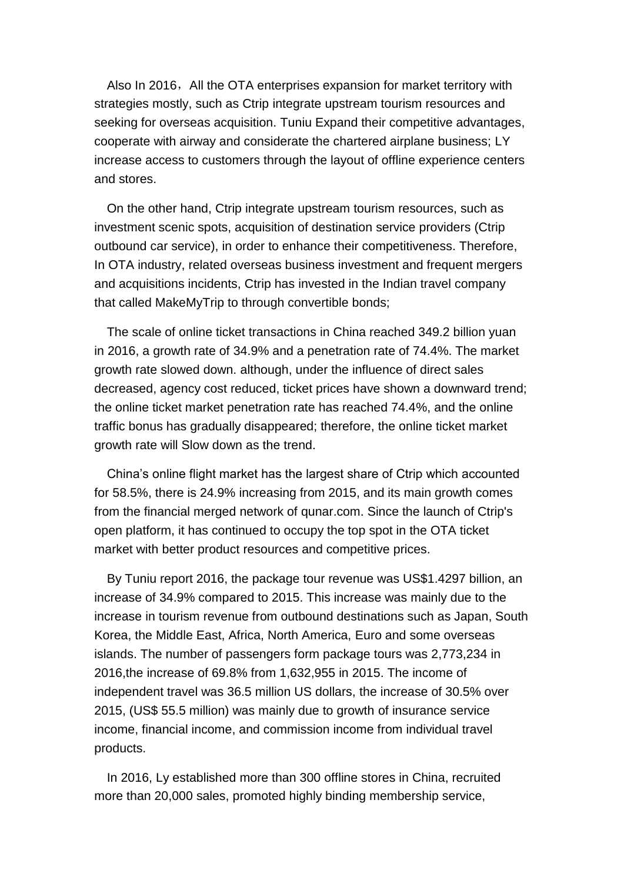Also In 2016，All the OTA enterprises expansion for market territory with strategies mostly, such as Ctrip integrate upstream tourism resources and seeking for overseas acquisition. Tuniu Expand their competitive advantages, cooperate with airway and considerate the chartered airplane business; LY increase access to customers through the layout of offline experience centers and stores.

On the other hand, Ctrip integrate upstream tourism resources, such as investment scenic spots, acquisition of destination service providers (Ctrip outbound car service), in order to enhance their competitiveness. Therefore, In OTA industry, related overseas business investment and frequent mergers and acquisitions incidents, Ctrip has invested in the Indian travel company that called MakeMyTrip to through convertible bonds;

The scale of online ticket transactions in China reached 349.2 billion yuan in 2016, a growth rate of 34.9% and a penetration rate of 74.4%. The market growth rate slowed down. although, under the influence of direct sales decreased, agency cost reduced, ticket prices have shown a downward trend; the online ticket market penetration rate has reached 74.4%, and the online traffic bonus has gradually disappeared; therefore, the online ticket market growth rate will Slow down as the trend.

China's online flight market has the largest share of Ctrip which accounted for 58.5%, there is 24.9% increasing from 2015, and its main growth comes from the financial merged network of qunar.com. Since the launch of Ctrip's open platform, it has continued to occupy the top spot in the OTA ticket market with better product resources and competitive prices.

By Tuniu report 2016, the package tour revenue was US$1.4297 billion, an increase of 34.9% compared to 2015. This increase was mainly due to the increase in tourism revenue from outbound destinations such as Japan, South Korea, the Middle East, Africa, North America, Euro and some overseas islands. The number of passengers form package tours was 2,773,234 in 2016,the increase of 69.8% from 1,632,955 in 2015. The income of independent travel was 36.5 million US dollars, the increase of 30.5% over 2015, (US$ 55.5 million) was mainly due to growth of insurance service income, financial income, and commission income from individual travel products.

In 2016, Ly established more than 300 offline stores in China, recruited more than 20,000 sales, promoted highly binding membership service,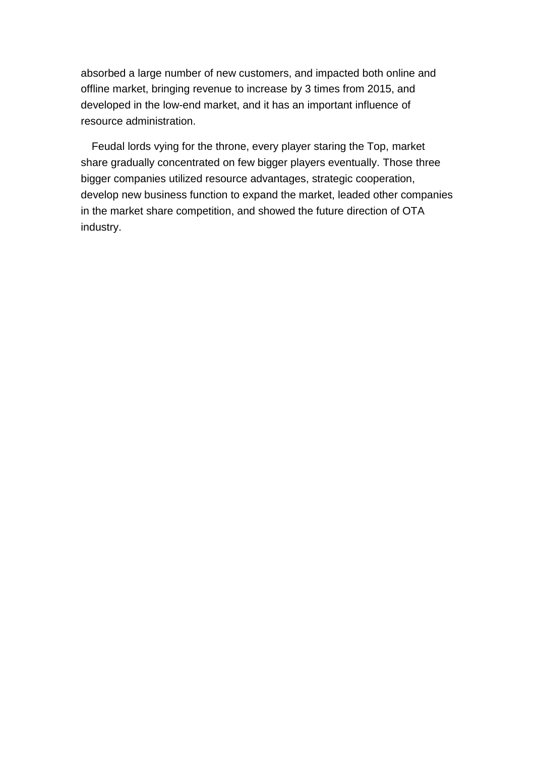absorbed a large number of new customers, and impacted both online and offline market, bringing revenue to increase by 3 times from 2015, and developed in the low-end market, and it has an important influence of resource administration.

Feudal lords vying for the throne, every player staring the Top, market share gradually concentrated on few bigger players eventually. Those three bigger companies utilized resource advantages, strategic cooperation, develop new business function to expand the market, leaded other companies in the market share competition, and showed the future direction of OTA industry.